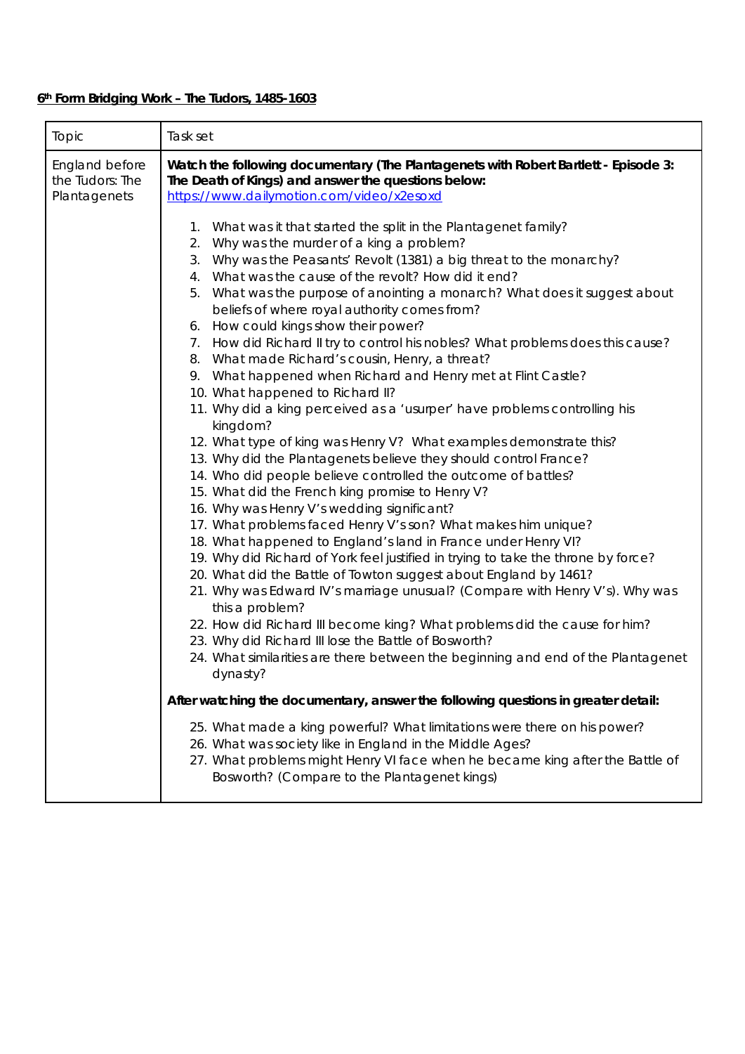**6th Form Bridging Work – The Tudors, 1485-1603**

| Topic | Task set |
| --- | --- |
| England before the Tudors: The Plantagenets | **Watch the following documentary (The Plantagenets with Robert Bartlett - Episode 3: The Death of Kings) and answer the questions below:** [https://www.dailymotion.com/video/x2esoxd](https://www.dailymotion.com/video/x2esoxd)<br><br>1. What was it that started the split in the Plantagenet family?<br>2. Why was the murder of a king a problem?<br>3. Why was the Peasants' Revolt (1381) a big threat to the monarchy?<br>4. What was the cause of the revolt? How did it end?<br>5. What was the purpose of anointing a monarch? What does it suggest about beliefs of where royal authority comes from?<br>6. How could kings show their power?<br>7. How did Richard II try to control his nobles? What problems does this cause?<br>8. What made Richard's cousin, Henry, a threat?<br>9. What happened when Richard and Henry met at Flint Castle?<br>10. What happened to Richard II?<br>11. Why did a king perceived as a 'usurper' have problems controlling his kingdom?<br>12. What type of king was Henry V? What examples demonstrate this?<br>13. Why did the Plantagenets believe they should control France?<br>14. Who did people believe controlled the outcome of battles?<br>15. What did the French king promise to Henry V?<br>16. Why was Henry V's wedding significant?<br>17. What problems faced Henry V's son? What makes him unique?<br>18. What happened to England's land in France under Henry VI?<br>19. Why did Richard of York feel justified in trying to take the throne by force?<br>20. What did the Battle of Towton suggest about England by 1461?<br>21. Why was Edward IV's marriage unusual? (Compare with Henry V's). Why was this a problem?<br>22. How did Richard III become king? What problems did the cause for him?<br>23. Why did Richard III lose the Battle of Bosworth?<br>24. What similarities are there between the beginning and end of the Plantagenet dynasty?<br><br>**After watching the documentary, answer the following questions in greater detail:**<br><br>25. What made a king powerful? What limitations were there on his power?<br>26. What was society like in England in the Middle Ages?<br>27. What problems might Henry VI face when he became king after the Battle of Bosworth? (Compare to the Plantagenet kings) |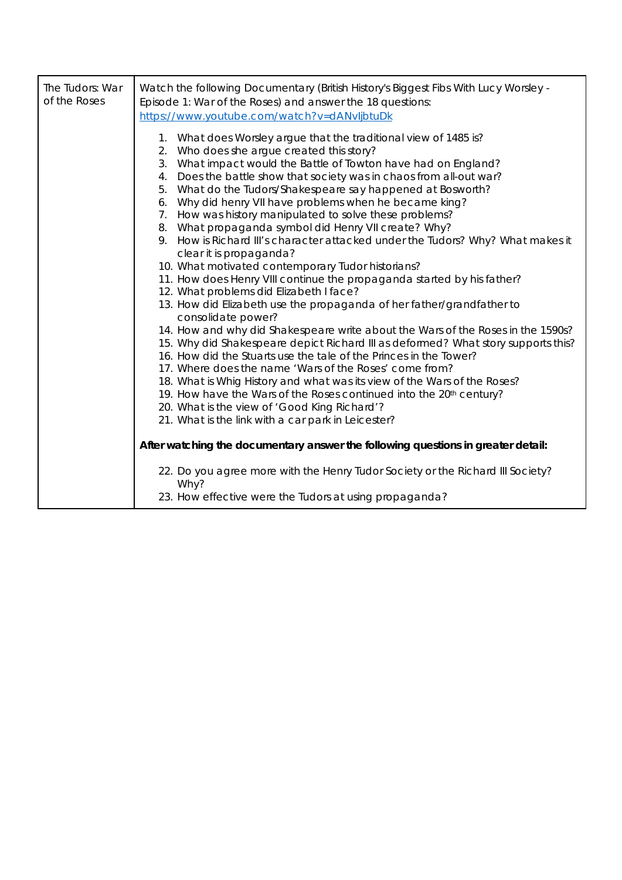| | |
|---|---|
| The Tudors: War of the Roses | Watch the following Documentary (British History's Biggest Fibs With Lucy Worsley - Episode 1: War of the Roses) and answer the 18 questions: https://www.youtube.com/watch?v=dANvIjbtuDk<br><br>1. What does Worsley argue that the traditional view of 1485 is?<br>2. Who does she argue created this story?<br>3. What impact would the Battle of Towton have had on England?<br>4. Does the battle show that society was in chaos from all-out war?<br>5. What do the Tudors/Shakespeare say happened at Bosworth?<br>6. Why did henry VII have problems when he became king?<br>7. How was history manipulated to solve these problems?<br>8. What propaganda symbol did Henry VII create? Why?<br>9. How is Richard III's character attacked under the Tudors? Why? What makes it clear it is propaganda?<br>10. What motivated contemporary Tudor historians?<br>11. How does Henry VIII continue the propaganda started by his father?<br>12. What problems did Elizabeth I face?<br>13. How did Elizabeth use the propaganda of her father/grandfather to consolidate power?<br>14. How and why did Shakespeare write about the Wars of the Roses in the 1590s?<br>15. Why did Shakespeare depict Richard III as deformed? What story supports this?<br>16. How did the Stuarts use the tale of the Princes in the Tower?<br>17. Where does the name 'Wars of the Roses' come from?<br>18. What is Whig History and what was its view of the Wars of the Roses?<br>19. How have the Wars of the Roses continued into the 20th century?<br>20. What is the view of 'Good King Richard'?<br>21. What is the link with a car park in Leicester?<br><br>**After watching the documentary answer the following questions in greater detail:**<br><br>22. Do you agree more with the Henry Tudor Society or the Richard III Society? Why?<br>23. How effective were the Tudors at using propaganda? |